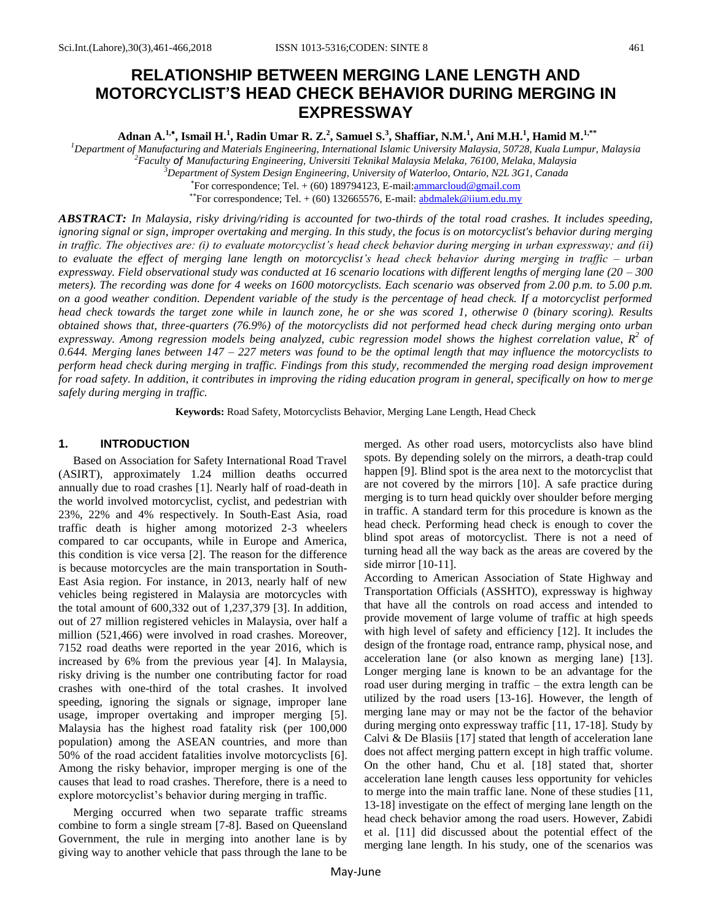# RELATIONSHIP BETWEEN MERGING LANE LENGTH AND MOTORCYCLIST'S HEAD CHECK BEHAVIOR DURING MERGING IN EXPRESSWAY

**Adnan A.[1,*], Ismail H.[1], Radin Umar R. Z.[2], Samuel S.[3], Shaffiar, N.M.[1], Ani M.H.[1], Hamid M.[1,**]**

*[1]Department of Manufacturing and Materials Engineering, International Islamic University Malaysia, 50728, Kuala Lumpur, Malaysia*
*[2]Faculty of Manufacturing Engineering, Universiti Teknikal Malaysia Melaka, 76100, Melaka, Malaysia*
*[3]Department of System Design Engineering, University of Waterloo, Ontario, N2L 3G1, Canada*

[*]For correspondence; Tel. + (60) 189794123, E-mail: ammarcloud@gmail.com
[**]For correspondence; Tel. + (60) 132665576, E-mail: abdmalek@iium.edu.my

***ABSTRACT:*** *In Malaysia, risky driving/riding is accounted for two-thirds of the total road crashes. It includes speeding, ignoring signal or sign, improper overtaking and merging. In this study, the focus is on motorcyclist's behavior during merging in traffic. The objectives are: (i) to evaluate motorcyclist's head check behavior during merging in urban expressway; and (ii) to evaluate the effect of merging lane length on motorcyclist's head check behavior during merging in traffic – urban expressway. Field observational study was conducted at 16 scenario locations with different lengths of merging lane (20 – 300 meters). The recording was done for 4 weeks on 1600 motorcyclists. Each scenario was observed from 2.00 p.m. to 5.00 p.m. on a good weather condition. Dependent variable of the study is the percentage of head check. If a motorcyclist performed head check towards the target zone while in launch zone, he or she was scored 1, otherwise 0 (binary scoring). Results obtained shows that, three-quarters (76.9%) of the motorcyclists did not performed head check during merging onto urban expressway. Among regression models being analyzed, cubic regression model shows the highest correlation value, $R^2$ of 0.644. Merging lanes between 147 – 227 meters was found to be the optimal length that may influence the motorcyclists to perform head check during merging in traffic. Findings from this study, recommended the merging road design improvement for road safety. In addition, it contributes in improving the riding education program in general, specifically on how to merge safely during merging in traffic.*

**Keywords:** Road Safety, Motorcyclists Behavior, Merging Lane Length, Head Check

## 1. INTRODUCTION

Based on Association for Safety International Road Travel (ASIRT), approximately 1.24 million deaths occurred annually due to road crashes [1]. Nearly half of road-death in the world involved motorcyclist, cyclist, and pedestrian with 23%, 22% and 4% respectively. In South-East Asia, road traffic death is higher among motorized 2-3 wheelers compared to car occupants, while in Europe and America, this condition is vice versa [2]. The reason for the difference is because motorcycles are the main transportation in South-East Asia region. For instance, in 2013, nearly half of new vehicles being registered in Malaysia are motorcycles with the total amount of 600,332 out of 1,237,379 [3]. In addition, out of 27 million registered vehicles in Malaysia, over half a million (521,466) were involved in road crashes. Moreover, 7152 road deaths were reported in the year 2016, which is increased by 6% from the previous year [4]. In Malaysia, risky driving is the number one contributing factor for road crashes with one-third of the total crashes. It involved speeding, ignoring the signals or signage, improper lane usage, improper overtaking and improper merging [5]. Malaysia has the highest road fatality risk (per 100,000 population) among the ASEAN countries, and more than 50% of the road accident fatalities involve motorcyclists [6]. Among the risky behavior, improper merging is one of the causes that lead to road crashes. Therefore, there is a need to explore motorcyclist's behavior during merging in traffic.

Merging occurred when two separate traffic streams combine to form a single stream [7-8]. Based on Queensland Government, the rule in merging into another lane is by giving way to another vehicle that pass through the lane to be merged. As other road users, motorcyclists also have blind spots. By depending solely on the mirrors, a death-trap could happen [9]. Blind spot is the area next to the motorcyclist that are not covered by the mirrors [10]. A safe practice during merging is to turn head quickly over shoulder before merging in traffic. A standard term for this procedure is known as the head check. Performing head check is enough to cover the blind spot areas of motorcyclist. There is not a need of turning head all the way back as the areas are covered by the side mirror [10-11].

According to American Association of State Highway and Transportation Officials (ASSHTO), expressway is highway that have all the controls on road access and intended to provide movement of large volume of traffic at high speeds with high level of safety and efficiency [12]. It includes the design of the frontage road, entrance ramp, physical nose, and acceleration lane (or also known as merging lane) [13]. Longer merging lane is known to be an advantage for the road user during merging in traffic – the extra length can be utilized by the road users [13-16]. However, the length of merging lane may or may not be the factor of the behavior during merging onto expressway traffic [11, 17-18]. Study by Calvi & De Blasiis [17] stated that length of acceleration lane does not affect merging pattern except in high traffic volume. On the other hand, Chu et al. [18] stated that, shorter acceleration lane length causes less opportunity for vehicles to merge into the main traffic lane. None of these studies [11, 13-18] investigate on the effect of merging lane length on the head check behavior among the road users. However, Zabidi et al. [11] did discussed about the potential effect of the merging lane length. In his study, one of the scenarios was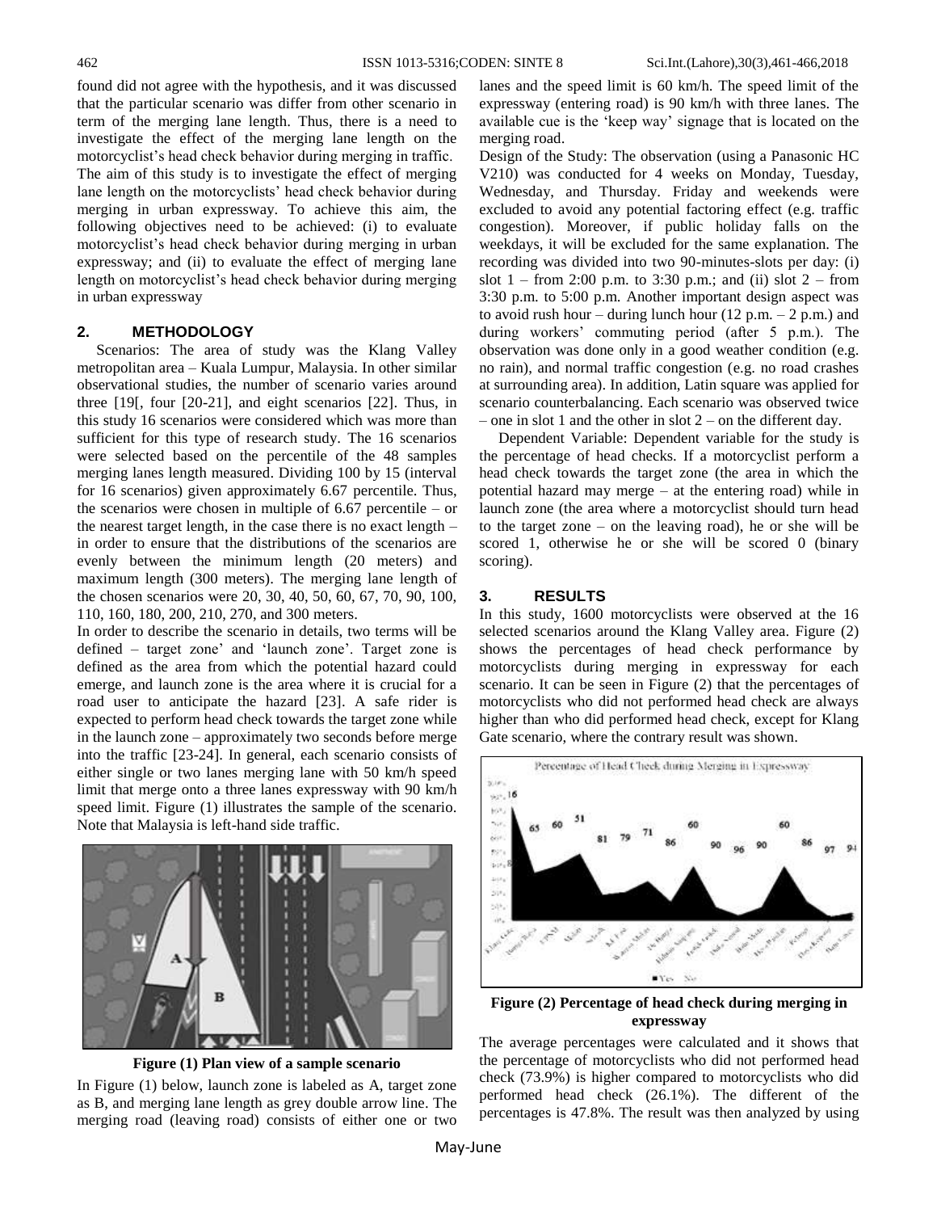found did not agree with the hypothesis, and it was discussed that the particular scenario was differ from other scenario in term of the merging lane length. Thus, there is a need to investigate the effect of the merging lane length on the motorcyclist's head check behavior during merging in traffic.

The aim of this study is to investigate the effect of merging lane length on the motorcyclists' head check behavior during merging in urban expressway. To achieve this aim, the following objectives need to be achieved: (i) to evaluate motorcyclist's head check behavior during merging in urban expressway; and (ii) to evaluate the effect of merging lane length on motorcyclist's head check behavior during merging in urban expressway

## 2. METHODOLOGY

Scenarios: The area of study was the Klang Valley metropolitan area – Kuala Lumpur, Malaysia. In other similar observational studies, the number of scenario varies around three [19[, four [20-21], and eight scenarios [22]. Thus, in this study 16 scenarios were considered which was more than sufficient for this type of research study. The 16 scenarios were selected based on the percentile of the 48 samples merging lanes length measured. Dividing 100 by 15 (interval for 16 scenarios) given approximately 6.67 percentile. Thus, the scenarios were chosen in multiple of 6.67 percentile – or the nearest target length, in the case there is no exact length – in order to ensure that the distributions of the scenarios are evenly between the minimum length (20 meters) and maximum length (300 meters). The merging lane length of the chosen scenarios were 20, 30, 40, 50, 60, 67, 70, 90, 100, 110, 160, 180, 200, 210, 270, and 300 meters.

In order to describe the scenario in details, two terms will be defined – target zone' and 'launch zone'. Target zone is defined as the area from which the potential hazard could emerge, and launch zone is the area where it is crucial for a road user to anticipate the hazard [23]. A safe rider is expected to perform head check towards the target zone while in the launch zone – approximately two seconds before merge into the traffic [23-24]. In general, each scenario consists of either single or two lanes merging lane with 50 km/h speed limit that merge onto a three lanes expressway with 90 km/h speed limit. Figure (1) illustrates the sample of the scenario. Note that Malaysia is left-hand side traffic.

**Figure (1) Plan view of a sample scenario**

In Figure (1) below, launch zone is labeled as A, target zone as B, and merging lane length as grey double arrow line. The merging road (leaving road) consists of either one or two lanes and the speed limit is 60 km/h. The speed limit of the expressway (entering road) is 90 km/h with three lanes. The available cue is the 'keep way' signage that is located on the merging road.

Design of the Study: The observation (using a Panasonic HC V210) was conducted for 4 weeks on Monday, Tuesday, Wednesday, and Thursday. Friday and weekends were excluded to avoid any potential factoring effect (e.g. traffic congestion). Moreover, if public holiday falls on the weekdays, it will be excluded for the same explanation. The recording was divided into two 90-minutes-slots per day: (i) slot 1 – from 2:00 p.m. to 3:30 p.m.; and (ii) slot 2 – from 3:30 p.m. to 5:00 p.m. Another important design aspect was to avoid rush hour – during lunch hour (12 p.m. – 2 p.m.) and during workers' commuting period (after 5 p.m.). The observation was done only in a good weather condition (e.g. no rain), and normal traffic congestion (e.g. no road crashes at surrounding area). In addition, Latin square was applied for scenario counterbalancing. Each scenario was observed twice – one in slot 1 and the other in slot 2 – on the different day.

Dependent Variable: Dependent variable for the study is the percentage of head checks. If a motorcyclist perform a head check towards the target zone (the area in which the potential hazard may merge – at the entering road) while in launch zone (the area where a motorcyclist should turn head to the target zone – on the leaving road), he or she will be scored 1, otherwise he or she will be scored 0 (binary scoring).

## 3. RESULTS

In this study, 1600 motorcyclists were observed at the 16 selected scenarios around the Klang Valley area. Figure (2) shows the percentages of head check performance by motorcyclists during merging in expressway for each scenario. It can be seen in Figure (2) that the percentages of motorcyclists who did not performed head check are always higher than who did performed head check, except for Klang Gate scenario, where the contrary result was shown.

**Figure (2) Percentage of head check during merging in expressway**

The average percentages were calculated and it shows that the percentage of motorcyclists who did not performed head check (73.9%) is higher compared to motorcyclists who did performed head check (26.1%). The different of the percentages is 47.8%. The result was then analyzed by using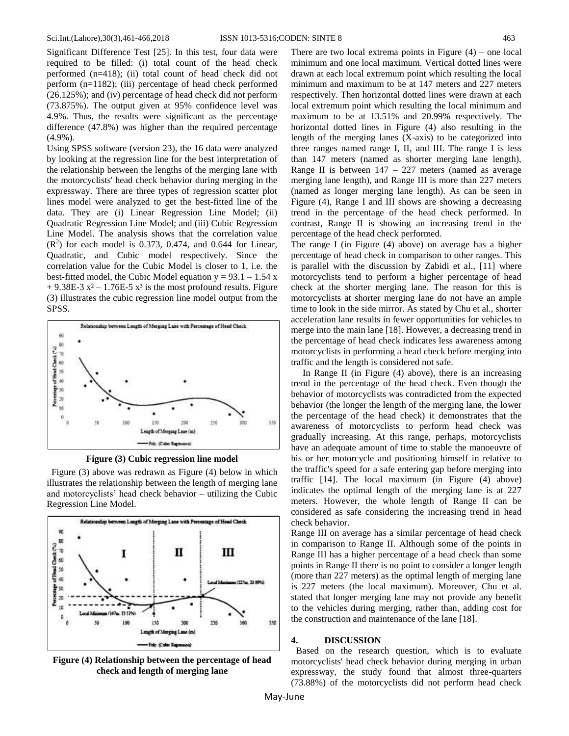Significant Difference Test [25]. In this test, four data were required to be filled: (i) total count of the head check performed (n=418); (ii) total count of head check did not perform (n=1182); (iii) percentage of head check performed (26.125%); and (iv) percentage of head check did not perform (73.875%). The output given at 95% confidence level was 4.9%. Thus, the results were significant as the percentage difference (47.8%) was higher than the required percentage (4.9%).

Using SPSS software (version 23), the 16 data were analyzed by looking at the regression line for the best interpretation of the relationship between the lengths of the merging lane with the motorcyclists' head check behavior during merging in the expressway. There are three types of regression scatter plot lines model were analyzed to get the best-fitted line of the data. They are (i) Linear Regression Line Model; (ii) Quadratic Regression Line Model; and (iii) Cubic Regression Line Model. The analysis shows that the correlation value ($R^2$) for each model is 0.373, 0.474, and 0.644 for Linear, Quadratic, and Cubic model respectively. Since the correlation value for the Cubic Model is closer to 1, i.e. the best-fitted model, the Cubic Model equation $y = 93.1 - 1.54x + 9.38E\text{-}3x^2 - 1.76E\text{-}5x^3$ is the most profound results. Figure (3) illustrates the cubic regression line model output from the SPSS.

**Figure (3) Cubic regression line model**

Figure (3) above was redrawn as Figure (4) below in which illustrates the relationship between the length of merging lane and motorcyclists' head check behavior – utilizing the Cubic Regression Line Model.

**Figure (4) Relationship between the percentage of head check and length of merging lane**

There are two local extrema points in Figure (4) – one local minimum and one local maximum. Vertical dotted lines were drawn at each local extremum point which resulting the local minimum and maximum to be at 147 meters and 227 meters respectively. Then horizontal dotted lines were drawn at each local extremum point which resulting the local minimum and maximum to be at 13.51% and 20.99% respectively. The horizontal dotted lines in Figure (4) also resulting in the length of the merging lanes (X-axis) to be categorized into three ranges named range I, II, and III. The range I is less than 147 meters (named as shorter merging lane length), Range II is between 147 – 227 meters (named as average merging lane length), and Range III is more than 227 meters (named as longer merging lane length). As can be seen in Figure (4), Range I and III shows are showing a decreasing trend in the percentage of the head check performed. In contrast, Range II is showing an increasing trend in the percentage of the head check performed.

The range I (in Figure (4) above) on average has a higher percentage of head check in comparison to other ranges. This is parallel with the discussion by Zabidi et al., [11] where motorcyclists tend to perform a higher percentage of head check at the shorter merging lane. The reason for this is motorcyclists at shorter merging lane do not have an ample time to look in the side mirror. As stated by Chu et al., shorter acceleration lane results in fewer opportunities for vehicles to merge into the main lane [18]. However, a decreasing trend in the percentage of head check indicates less awareness among motorcyclists in performing a head check before merging into traffic and the length is considered not safe.

In Range II (in Figure (4) above), there is an increasing trend in the percentage of the head check. Even though the behavior of motorcyclists was contradicted from the expected behavior (the longer the length of the merging lane, the lower the percentage of the head check) it demonstrates that the awareness of motorcyclists to perform head check was gradually increasing. At this range, perhaps, motorcyclists have an adequate amount of time to stable the manoeuvre of his or her motorcycle and positioning himself in relative to the traffic's speed for a safe entering gap before merging into traffic [14]. The local maximum (in Figure (4) above) indicates the optimal length of the merging lane is at 227 meters. However, the whole length of Range II can be considered as safe considering the increasing trend in head check behavior.

Range III on average has a similar percentage of head check in comparison to Range II. Although some of the points in Range III has a higher percentage of a head check than some points in Range II there is no point to consider a longer length (more than 227 meters) as the optimal length of merging lane is 227 meters (the local maximum). Moreover, Chu et al. stated that longer merging lane may not provide any benefit to the vehicles during merging, rather than, adding cost for the construction and maintenance of the lane [18].

## 4. DISCUSSION

Based on the research question, which is to evaluate motorcyclists' head check behavior during merging in urban expressway, the study found that almost three-quarters (73.88%) of the motorcyclists did not perform head check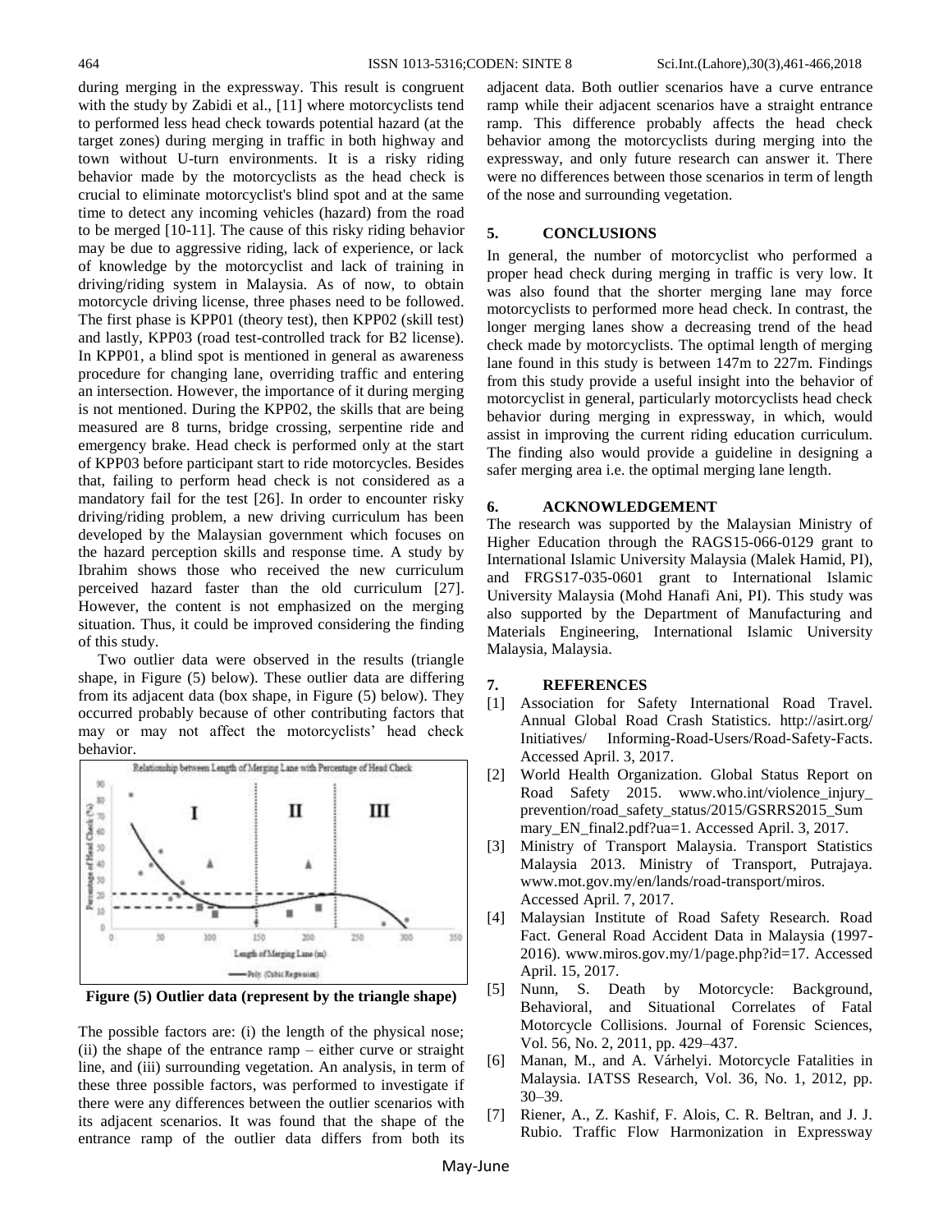during merging in the expressway. This result is congruent with the study by Zabidi et al., [11] where motorcyclists tend to performed less head check towards potential hazard (at the target zones) during merging in traffic in both highway and town without U-turn environments. It is a risky riding behavior made by the motorcyclists as the head check is crucial to eliminate motorcyclist's blind spot and at the same time to detect any incoming vehicles (hazard) from the road to be merged [10-11]. The cause of this risky riding behavior may be due to aggressive riding, lack of experience, or lack of knowledge by the motorcyclist and lack of training in driving/riding system in Malaysia. As of now, to obtain motorcycle driving license, three phases need to be followed. The first phase is KPP01 (theory test), then KPP02 (skill test) and lastly, KPP03 (road test-controlled track for B2 license). In KPP01, a blind spot is mentioned in general as awareness procedure for changing lane, overriding traffic and entering an intersection. However, the importance of it during merging is not mentioned. During the KPP02, the skills that are being measured are 8 turns, bridge crossing, serpentine ride and emergency brake. Head check is performed only at the start of KPP03 before participant start to ride motorcycles. Besides that, failing to perform head check is not considered as a mandatory fail for the test [26]. In order to encounter risky driving/riding problem, a new driving curriculum has been developed by the Malaysian government which focuses on the hazard perception skills and response time. A study by Ibrahim shows those who received the new curriculum perceived hazard faster than the old curriculum [27]. However, the content is not emphasized on the merging situation. Thus, it could be improved considering the finding of this study.

Two outlier data were observed in the results (triangle shape, in Figure (5) below). These outlier data are differing from its adjacent data (box shape, in Figure (5) below). They occurred probably because of other contributing factors that may or may not affect the motorcyclists' head check behavior.

**Figure (5) Outlier data (represent by the triangle shape)**

The possible factors are: (i) the length of the physical nose; (ii) the shape of the entrance ramp – either curve or straight line, and (iii) surrounding vegetation. An analysis, in term of these three possible factors, was performed to investigate if there were any differences between the outlier scenarios with its adjacent scenarios. It was found that the shape of the entrance ramp of the outlier data differs from both its adjacent data. Both outlier scenarios have a curve entrance ramp while their adjacent scenarios have a straight entrance ramp. This difference probably affects the head check behavior among the motorcyclists during merging into the expressway, and only future research can answer it. There were no differences between those scenarios in term of length of the nose and surrounding vegetation.

## 5. CONCLUSIONS

In general, the number of motorcyclist who performed a proper head check during merging in traffic is very low. It was also found that the shorter merging lane may force motorcyclists to performed more head check. In contrast, the longer merging lanes show a decreasing trend of the head check made by motorcyclists. The optimal length of merging lane found in this study is between 147m to 227m. Findings from this study provide a useful insight into the behavior of motorcyclist in general, particularly motorcyclists head check behavior during merging in expressway, in which, would assist in improving the current riding education curriculum. The finding also would provide a guideline in designing a safer merging area i.e. the optimal merging lane length.

## 6. ACKNOWLEDGEMENT

The research was supported by the Malaysian Ministry of Higher Education through the RAGS15-066-0129 grant to International Islamic University Malaysia (Malek Hamid, PI), and FRGS17-035-0601 grant to International Islamic University Malaysia (Mohd Hanafi Ani, PI). This study was also supported by the Department of Manufacturing and Materials Engineering, International Islamic University Malaysia, Malaysia.

## 7. REFERENCES

[1] Association for Safety International Road Travel. Annual Global Road Crash Statistics. http://asirt.org/ Initiatives/ Informing-Road-Users/Road-Safety-Facts. Accessed April. 3, 2017.

[2] World Health Organization. Global Status Report on Road Safety 2015. www.who.int/violence_injury_ prevention/road_safety_status/2015/GSRRS2015_Summary_EN_final2.pdf?ua=1. Accessed April. 3, 2017.

[3] Ministry of Transport Malaysia. Transport Statistics Malaysia 2013. Ministry of Transport, Putrajaya. www.mot.gov.my/en/lands/road-transport/miros. Accessed April. 7, 2017.

[4] Malaysian Institute of Road Safety Research. Road Fact. General Road Accident Data in Malaysia (1997-2016). www.miros.gov.my/1/page.php?id=17. Accessed April. 15, 2017.

[5] Nunn, S. Death by Motorcycle: Background, Behavioral, and Situational Correlates of Fatal Motorcycle Collisions. Journal of Forensic Sciences, Vol. 56, No. 2, 2011, pp. 429–437.

[6] Manan, M., and A. Várhelyi. Motorcycle Fatalities in Malaysia. IATSS Research, Vol. 36, No. 1, 2012, pp. 30–39.

[7] Riener, A., Z. Kashif, F. Alois, C. R. Beltran, and J. J. Rubio. Traffic Flow Harmonization in Expressway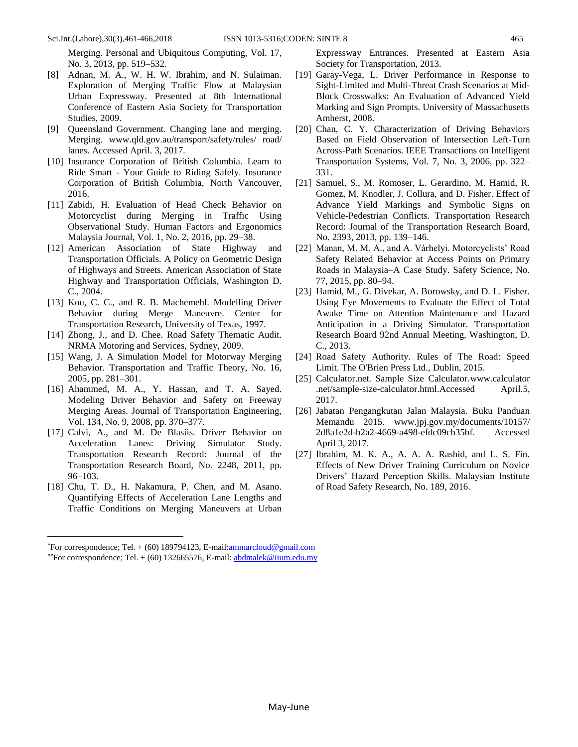Merging. Personal and Ubiquitous Computing, Vol. 17, No. 3, 2013, pp. 519–532.

[8] Adnan, M. A., W. H. W. Ibrahim, and N. Sulaiman. Exploration of Merging Traffic Flow at Malaysian Urban Expressway. Presented at 8th International Conference of Eastern Asia Society for Transportation Studies, 2009.

[9] Queensland Government. Changing lane and merging. Merging. www.qld.gov.au/transport/safety/rules/ road/ lanes. Accessed April. 3, 2017.

[10] Insurance Corporation of British Columbia. Learn to Ride Smart - Your Guide to Riding Safely. Insurance Corporation of British Columbia, North Vancouver, 2016.

[11] Zabidi, H. Evaluation of Head Check Behavior on Motorcyclist during Merging in Traffic Using Observational Study. Human Factors and Ergonomics Malaysia Journal, Vol. 1, No. 2, 2016, pp. 29–38.

[12] American Association of State Highway and Transportation Officials. A Policy on Geometric Design of Highways and Streets. American Association of State Highway and Transportation Officials, Washington D. C., 2004.

[13] Kou, C. C., and R. B. Machemehl. Modelling Driver Behavior during Merge Maneuvre. Center for Transportation Research, University of Texas, 1997.

[14] Zhong, J., and D. Chee. Road Safety Thematic Audit. NRMA Motoring and Services, Sydney, 2009.

[15] Wang, J. A Simulation Model for Motorway Merging Behavior. Transportation and Traffic Theory, No. 16, 2005, pp. 281–301.

[16] Ahammed, M. A., Y. Hassan, and T. A. Sayed. Modeling Driver Behavior and Safety on Freeway Merging Areas. Journal of Transportation Engineering, Vol. 134, No. 9, 2008, pp. 370–377.

[17] Calvi, A., and M. De Blasiis. Driver Behavior on Acceleration Lanes: Driving Simulator Study. Transportation Research Record: Journal of the Transportation Research Board, No. 2248, 2011, pp. 96–103.

[18] Chu, T. D., H. Nakamura, P. Chen, and M. Asano. Quantifying Effects of Acceleration Lane Lengths and Traffic Conditions on Merging Maneuvers at Urban Expressway Entrances. Presented at Eastern Asia Society for Transportation, 2013.

[19] Garay-Vega, L. Driver Performance in Response to Sight-Limited and Multi-Threat Crash Scenarios at Mid-Block Crosswalks: An Evaluation of Advanced Yield Marking and Sign Prompts. University of Massachusetts Amherst, 2008.

[20] Chan, C. Y. Characterization of Driving Behaviors Based on Field Observation of Intersection Left-Turn Across-Path Scenarios. IEEE Transactions on Intelligent Transportation Systems, Vol. 7, No. 3, 2006, pp. 322–331.

[21] Samuel, S., M. Romoser, L. Gerardino, M. Hamid, R. Gomez, M. Knodler, J. Collura, and D. Fisher. Effect of Advance Yield Markings and Symbolic Signs on Vehicle-Pedestrian Conflicts. Transportation Research Record: Journal of the Transportation Research Board, No. 2393, 2013, pp. 139–146.

[22] Manan, M. M. A., and A. Várhelyi. Motorcyclists' Road Safety Related Behavior at Access Points on Primary Roads in Malaysia–A Case Study. Safety Science, No. 77, 2015, pp. 80–94.

[23] Hamid, M., G. Divekar, A. Borowsky, and D. L. Fisher. Using Eye Movements to Evaluate the Effect of Total Awake Time on Attention Maintenance and Hazard Anticipation in a Driving Simulator. Transportation Research Board 92nd Annual Meeting, Washington, D. C., 2013.

[24] Road Safety Authority. Rules of The Road: Speed Limit. The O'Brien Press Ltd., Dublin, 2015.

[25] Calculator.net. Sample Size Calculator.www.calculator .net/sample-size-calculator.html.Accessed April.5, 2017.

[26] Jabatan Pengangkutan Jalan Malaysia. Buku Panduan Memandu 2015. www.jpj.gov.my/documents/10157/ 2d8a1e2d-b2a2-4669-a498-efdc09cb35bf. Accessed April 3, 2017.

[27] Ibrahim, M. K. A., A. A. A. Rashid, and L. S. Fin. Effects of New Driver Training Curriculum on Novice Drivers' Hazard Perception Skills. Malaysian Institute of Road Safety Research, No. 189, 2016.

---

*For correspondence; Tel. + (60) 189794123, E-mail:ammarcloud@gmail.com

**For correspondence; Tel. + (60) 132665576, E-mail: abdmalek@iium.edu.my